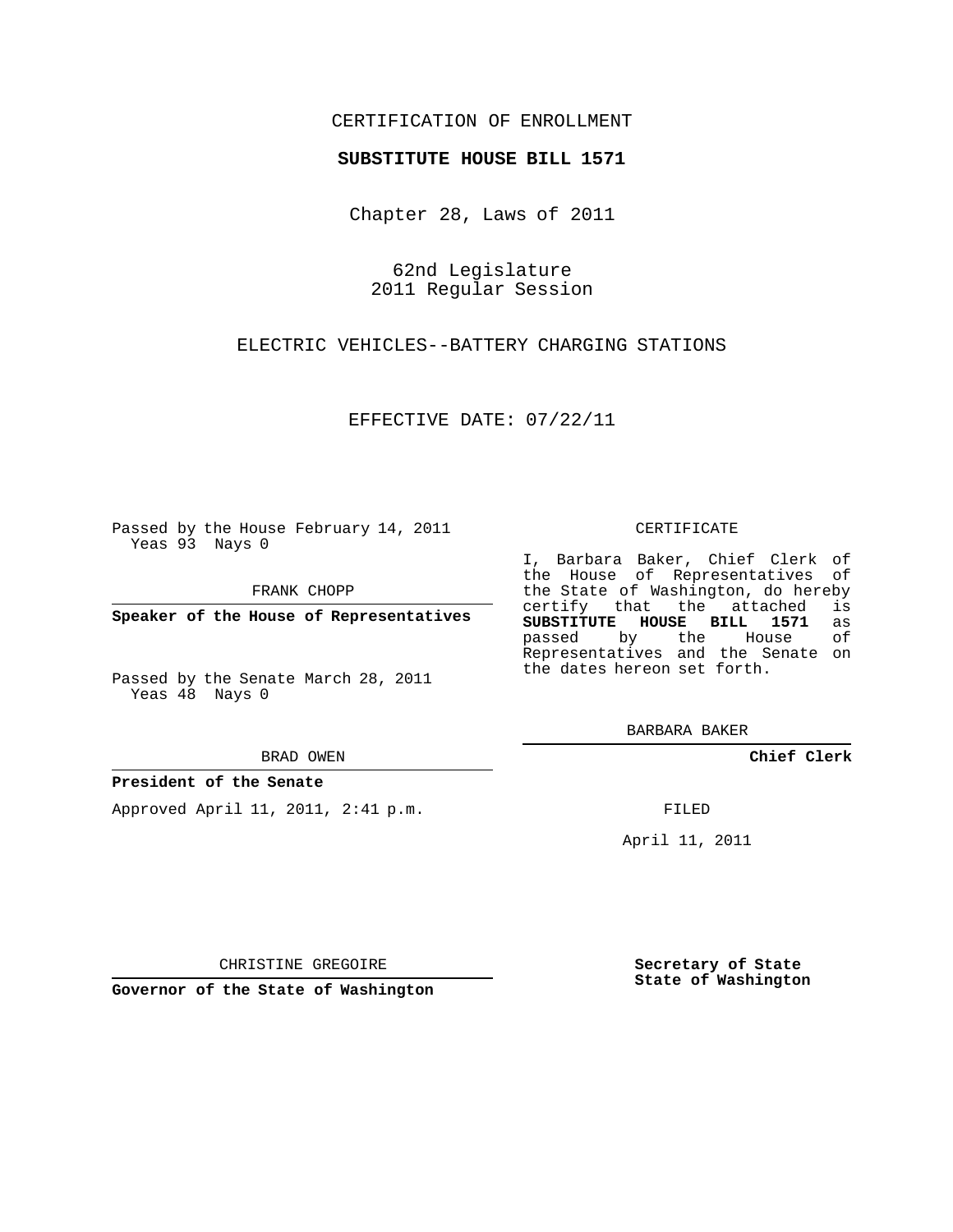CERTIFICATION OF ENROLLMENT

**SUBSTITUTE HOUSE BILL 1571**

Chapter 28, Laws of 2011

62nd Legislature
2011 Regular Session

ELECTRIC VEHICLES--BATTERY CHARGING STATIONS

EFFECTIVE DATE: 07/22/11

Passed by the House February 14, 2011
Yeas 93 Nays 0

FRANK CHOPP

**Speaker of the House of Representatives**

Passed by the Senate March 28, 2011
Yeas 48 Nays 0

BRAD OWEN

**President of the Senate**

Approved April 11, 2011, 2:41 p.m.

CHRISTINE GREGOIRE

**Governor of the State of Washington**

CERTIFICATE

I, Barbara Baker, Chief Clerk of the House of Representatives of the State of Washington, do hereby certify that the attached is **SUBSTITUTE HOUSE BILL 1571** as passed by the House of Representatives and the Senate on the dates hereon set forth.

BARBARA BAKER

**Chief Clerk**

FILED

April 11, 2011

**Secretary of State**
**State of Washington**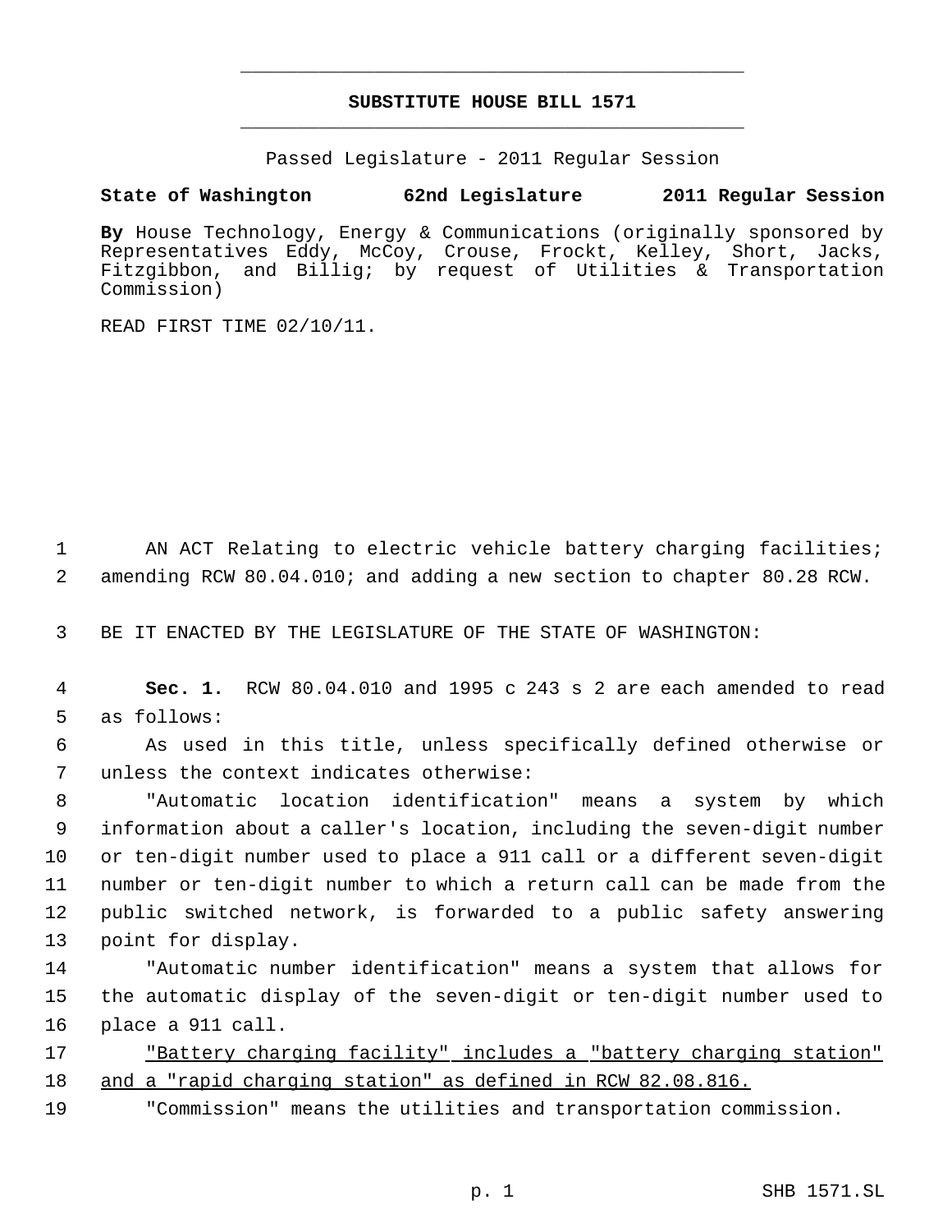# SUBSTITUTE HOUSE BILL 1571

Passed Legislature - 2011 Regular Session

**State of Washington 62nd Legislature 2011 Regular Session**

**By** House Technology, Energy & Communications (originally sponsored by Representatives Eddy, McCoy, Crouse, Frockt, Kelley, Short, Jacks, Fitzgibbon, and Billig; by request of Utilities & Transportation Commission)

READ FIRST TIME 02/10/11.

1 AN ACT Relating to electric vehicle battery charging facilities;
2 amending RCW 80.04.010; and adding a new section to chapter 80.28 RCW.

3 BE IT ENACTED BY THE LEGISLATURE OF THE STATE OF WASHINGTON:

4 **Sec. 1.** RCW 80.04.010 and 1995 c 243 s 2 are each amended to read
5 as follows:

6 As used in this title, unless specifically defined otherwise or
7 unless the context indicates otherwise:

8 "Automatic location identification" means a system by which
9 information about a caller's location, including the seven-digit number
10 or ten-digit number used to place a 911 call or a different seven-digit
11 number or ten-digit number to which a return call can be made from the
12 public switched network, is forwarded to a public safety answering
13 point for display.

14 "Automatic number identification" means a system that allows for
15 the automatic display of the seven-digit or ten-digit number used to
16 place a 911 call.

17 <u>"Battery charging facility" includes a "battery charging station"</u>
18 <u>and a "rapid charging station" as defined in RCW 82.08.816.</u>

19 "Commission" means the utilities and transportation commission.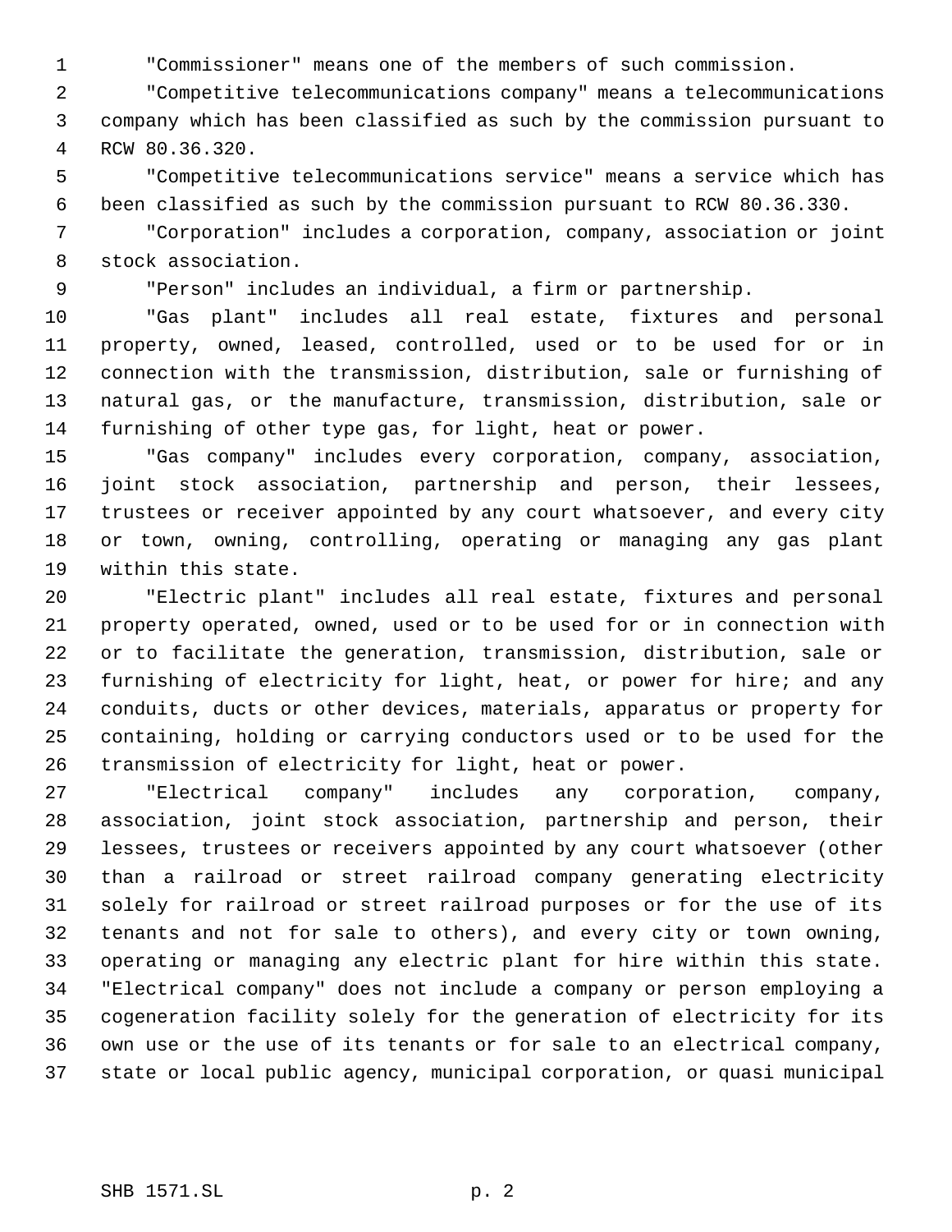"Commissioner" means one of the members of such commission.

"Competitive telecommunications company" means a telecommunications company which has been classified as such by the commission pursuant to RCW 80.36.320.

"Competitive telecommunications service" means a service which has been classified as such by the commission pursuant to RCW 80.36.330.

"Corporation" includes a corporation, company, association or joint stock association.

"Person" includes an individual, a firm or partnership.

"Gas plant" includes all real estate, fixtures and personal property, owned, leased, controlled, used or to be used for or in connection with the transmission, distribution, sale or furnishing of natural gas, or the manufacture, transmission, distribution, sale or furnishing of other type gas, for light, heat or power.

"Gas company" includes every corporation, company, association, joint stock association, partnership and person, their lessees, trustees or receiver appointed by any court whatsoever, and every city or town, owning, controlling, operating or managing any gas plant within this state.

"Electric plant" includes all real estate, fixtures and personal property operated, owned, used or to be used for or in connection with or to facilitate the generation, transmission, distribution, sale or furnishing of electricity for light, heat, or power for hire; and any conduits, ducts or other devices, materials, apparatus or property for containing, holding or carrying conductors used or to be used for the transmission of electricity for light, heat or power.

"Electrical company" includes any corporation, company, association, joint stock association, partnership and person, their lessees, trustees or receivers appointed by any court whatsoever (other than a railroad or street railroad company generating electricity solely for railroad or street railroad purposes or for the use of its tenants and not for sale to others), and every city or town owning, operating or managing any electric plant for hire within this state. "Electrical company" does not include a company or person employing a cogeneration facility solely for the generation of electricity for its own use or the use of its tenants or for sale to an electrical company, state or local public agency, municipal corporation, or quasi municipal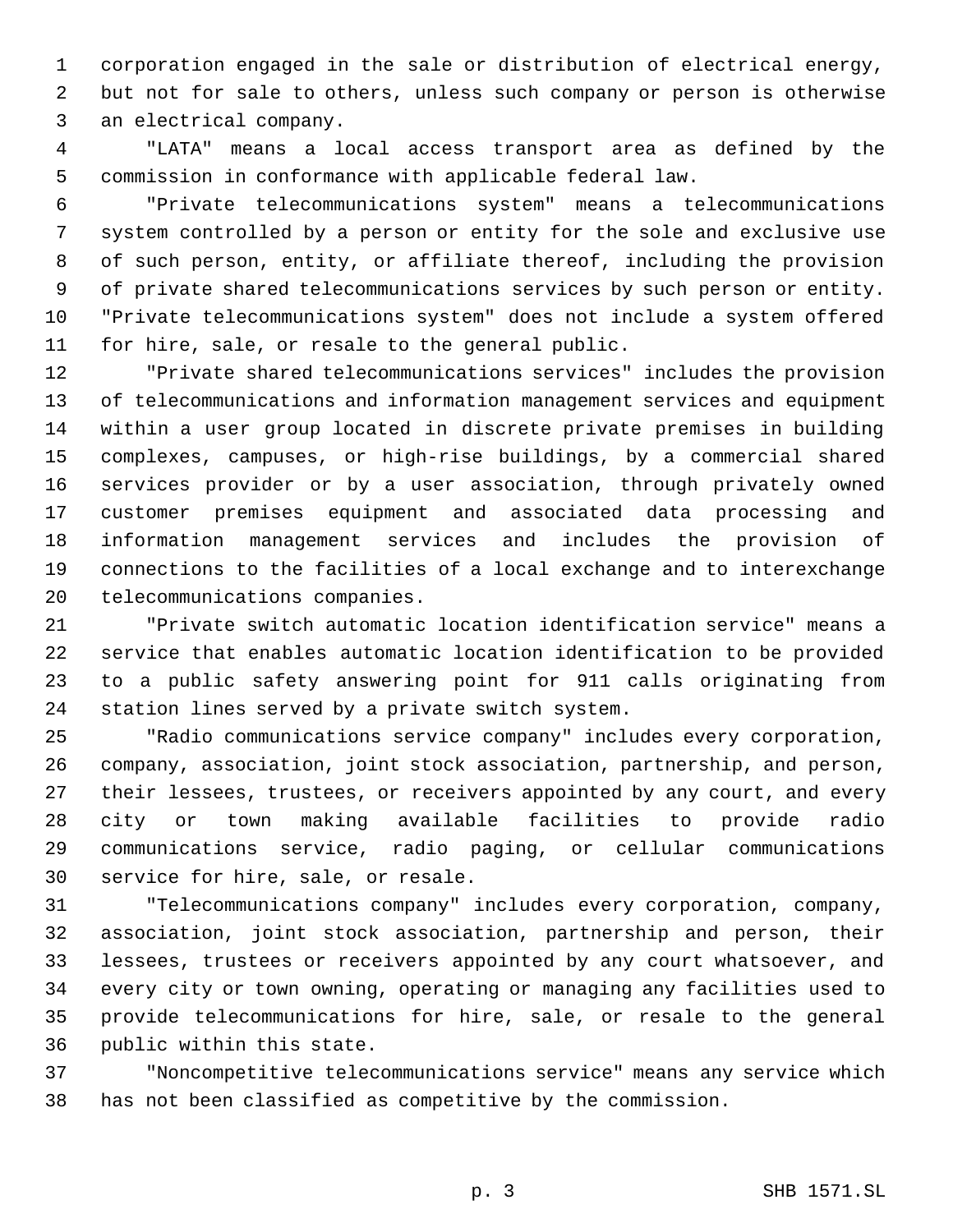corporation engaged in the sale or distribution of electrical energy, but not for sale to others, unless such company or person is otherwise an electrical company.

"LATA" means a local access transport area as defined by the commission in conformance with applicable federal law.

"Private telecommunications system" means a telecommunications system controlled by a person or entity for the sole and exclusive use of such person, entity, or affiliate thereof, including the provision of private shared telecommunications services by such person or entity. "Private telecommunications system" does not include a system offered for hire, sale, or resale to the general public.

"Private shared telecommunications services" includes the provision of telecommunications and information management services and equipment within a user group located in discrete private premises in building complexes, campuses, or high-rise buildings, by a commercial shared services provider or by a user association, through privately owned customer premises equipment and associated data processing and information management services and includes the provision of connections to the facilities of a local exchange and to interexchange telecommunications companies.

"Private switch automatic location identification service" means a service that enables automatic location identification to be provided to a public safety answering point for 911 calls originating from station lines served by a private switch system.

"Radio communications service company" includes every corporation, company, association, joint stock association, partnership, and person, their lessees, trustees, or receivers appointed by any court, and every city or town making available facilities to provide radio communications service, radio paging, or cellular communications service for hire, sale, or resale.

"Telecommunications company" includes every corporation, company, association, joint stock association, partnership and person, their lessees, trustees or receivers appointed by any court whatsoever, and every city or town owning, operating or managing any facilities used to provide telecommunications for hire, sale, or resale to the general public within this state.

"Noncompetitive telecommunications service" means any service which has not been classified as competitive by the commission.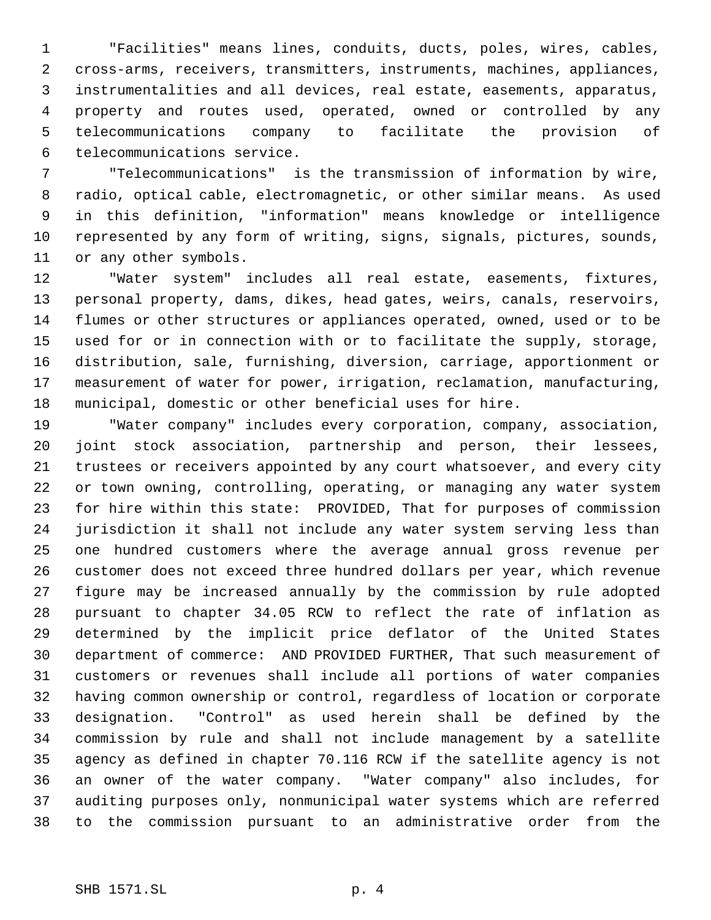"Facilities" means lines, conduits, ducts, poles, wires, cables, cross-arms, receivers, transmitters, instruments, machines, appliances, instrumentalities and all devices, real estate, easements, apparatus, property and routes used, operated, owned or controlled by any telecommunications company to facilitate the provision of telecommunications service.

"Telecommunications" is the transmission of information by wire, radio, optical cable, electromagnetic, or other similar means. As used in this definition, "information" means knowledge or intelligence represented by any form of writing, signs, signals, pictures, sounds, or any other symbols.

"Water system" includes all real estate, easements, fixtures, personal property, dams, dikes, head gates, weirs, canals, reservoirs, flumes or other structures or appliances operated, owned, used or to be used for or in connection with or to facilitate the supply, storage, distribution, sale, furnishing, diversion, carriage, apportionment or measurement of water for power, irrigation, reclamation, manufacturing, municipal, domestic or other beneficial uses for hire.

"Water company" includes every corporation, company, association, joint stock association, partnership and person, their lessees, trustees or receivers appointed by any court whatsoever, and every city or town owning, controlling, operating, or managing any water system for hire within this state: PROVIDED, That for purposes of commission jurisdiction it shall not include any water system serving less than one hundred customers where the average annual gross revenue per customer does not exceed three hundred dollars per year, which revenue figure may be increased annually by the commission by rule adopted pursuant to chapter 34.05 RCW to reflect the rate of inflation as determined by the implicit price deflator of the United States department of commerce: AND PROVIDED FURTHER, That such measurement of customers or revenues shall include all portions of water companies having common ownership or control, regardless of location or corporate designation. "Control" as used herein shall be defined by the commission by rule and shall not include management by a satellite agency as defined in chapter 70.116 RCW if the satellite agency is not an owner of the water company. "Water company" also includes, for auditing purposes only, nonmunicipal water systems which are referred to the commission pursuant to an administrative order from the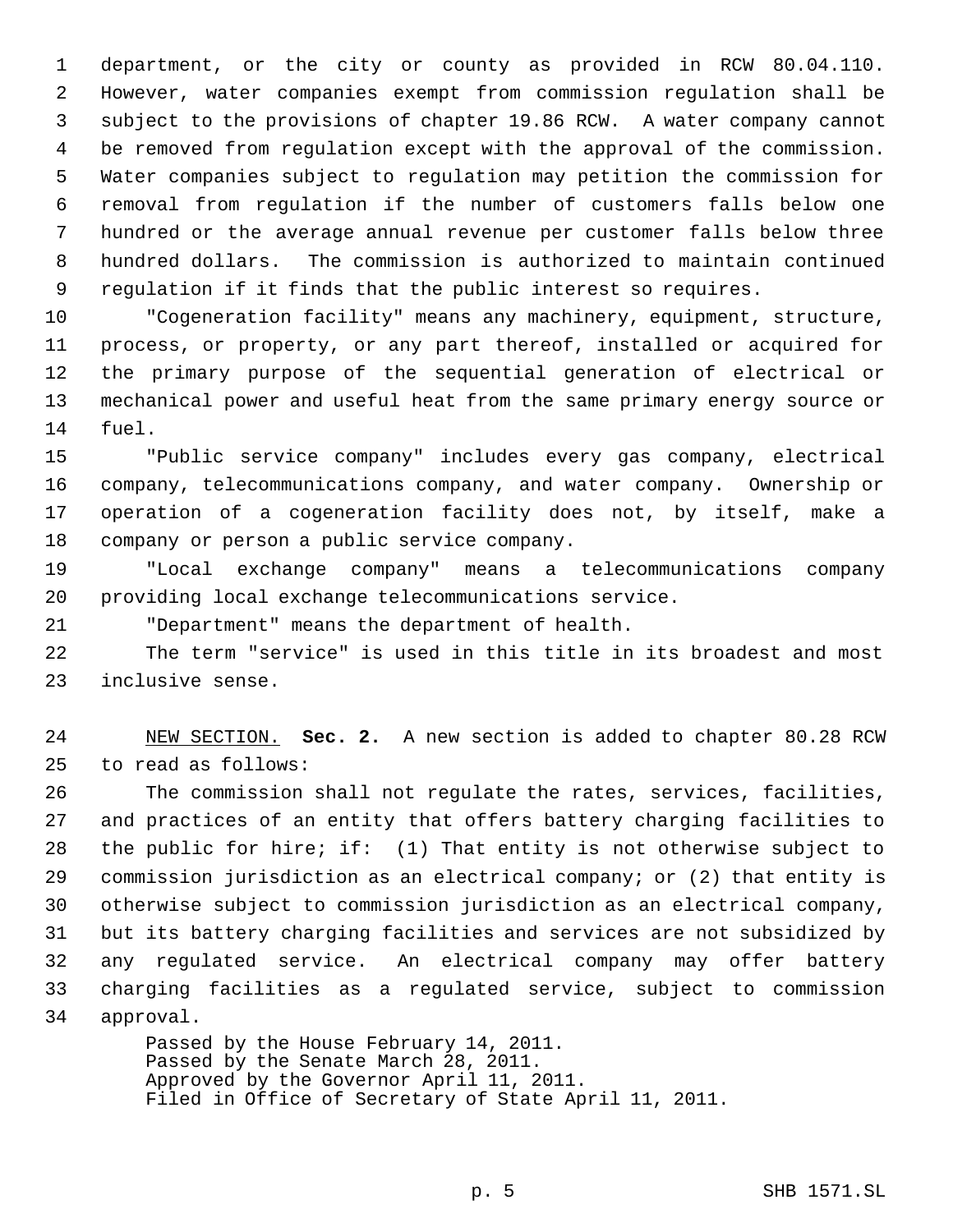department, or the city or county as provided in RCW 80.04.110. However, water companies exempt from commission regulation shall be subject to the provisions of chapter 19.86 RCW. A water company cannot be removed from regulation except with the approval of the commission. Water companies subject to regulation may petition the commission for removal from regulation if the number of customers falls below one hundred or the average annual revenue per customer falls below three hundred dollars. The commission is authorized to maintain continued regulation if it finds that the public interest so requires.

"Cogeneration facility" means any machinery, equipment, structure, process, or property, or any part thereof, installed or acquired for the primary purpose of the sequential generation of electrical or mechanical power and useful heat from the same primary energy source or fuel.

"Public service company" includes every gas company, electrical company, telecommunications company, and water company. Ownership or operation of a cogeneration facility does not, by itself, make a company or person a public service company.

"Local exchange company" means a telecommunications company providing local exchange telecommunications service.

"Department" means the department of health.

The term "service" is used in this title in its broadest and most inclusive sense.

NEW SECTION. **Sec. 2.** A new section is added to chapter 80.28 RCW to read as follows:

The commission shall not regulate the rates, services, facilities, and practices of an entity that offers battery charging facilities to the public for hire; if: (1) That entity is not otherwise subject to commission jurisdiction as an electrical company; or (2) that entity is otherwise subject to commission jurisdiction as an electrical company, but its battery charging facilities and services are not subsidized by any regulated service. An electrical company may offer battery charging facilities as a regulated service, subject to commission approval.

Passed by the House February 14, 2011.
Passed by the Senate March 28, 2011.
Approved by the Governor April 11, 2011.
Filed in Office of Secretary of State April 11, 2011.